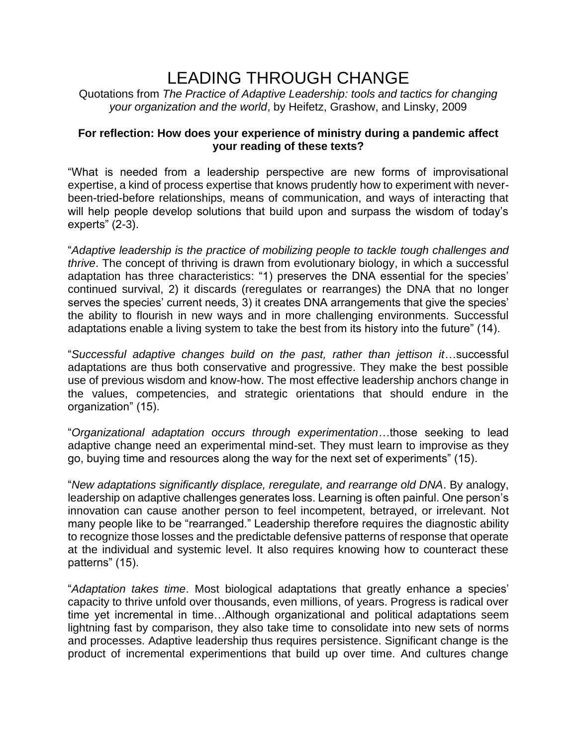# LEADING THROUGH CHANGE

Quotations from *The Practice of Adaptive Leadership: tools and tactics for changing your organization and the world*, by Heifetz, Grashow, and Linsky, 2009

**For reflection: How does your experience of ministry during a pandemic affect your reading of these texts?**

“What is needed from a leadership perspective are new forms of improvisational expertise, a kind of process expertise that knows prudently how to experiment with never-been-tried-before relationships, means of communication, and ways of interacting that will help people develop solutions that build upon and surpass the wisdom of today’s experts” (2-3).

“*Adaptive leadership is the practice of mobilizing people to tackle tough challenges and thrive*. The concept of thriving is drawn from evolutionary biology, in which a successful adaptation has three characteristics: “1) preserves the DNA essential for the species’ continued survival, 2) it discards (reregulates or rearranges) the DNA that no longer serves the species’ current needs, 3) it creates DNA arrangements that give the species’ the ability to flourish in new ways and in more challenging environments. Successful adaptations enable a living system to take the best from its history into the future” (14).

“*Successful adaptive changes build on the past, rather than jettison it*…successful adaptations are thus both conservative and progressive. They make the best possible use of previous wisdom and know-how. The most effective leadership anchors change in the values, competencies, and strategic orientations that should endure in the organization” (15).

“*Organizational adaptation occurs through experimentation*…those seeking to lead adaptive change need an experimental mind-set. They must learn to improvise as they go, buying time and resources along the way for the next set of experiments” (15).

“*New adaptations significantly displace, reregulate, and rearrange old DNA*. By analogy, leadership on adaptive challenges generates loss. Learning is often painful. One person’s innovation can cause another person to feel incompetent, betrayed, or irrelevant. Not many people like to be “rearranged.” Leadership therefore requires the diagnostic ability to recognize those losses and the predictable defensive patterns of response that operate at the individual and systemic level. It also requires knowing how to counteract these patterns” (15).

“*Adaptation takes time*. Most biological adaptations that greatly enhance a species’ capacity to thrive unfold over thousands, even millions, of years. Progress is radical over time yet incremental in time…Although organizational and political adaptations seem lightning fast by comparison, they also take time to consolidate into new sets of norms and processes. Adaptive leadership thus requires persistence. Significant change is the product of incremental experimentions that build up over time. And cultures change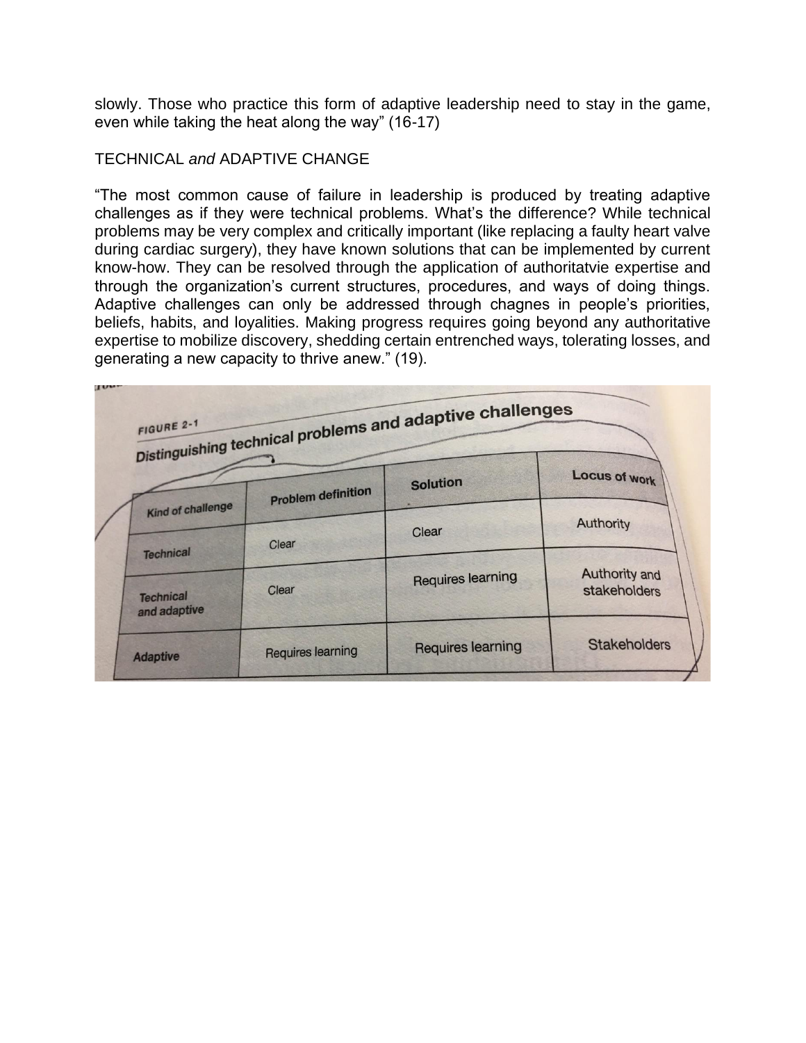slowly. Those who practice this form of adaptive leadership need to stay in the game, even while taking the heat along the way" (16-17)

TECHNICAL *and* ADAPTIVE CHANGE

"The most common cause of failure in leadership is produced by treating adaptive challenges as if they were technical problems. What's the difference? While technical problems may be very complex and critically important (like replacing a faulty heart valve during cardiac surgery), they have known solutions that can be implemented by current know-how. They can be resolved through the application of authoritatvie expertise and through the organization's current structures, procedures, and ways of doing things. Adaptive challenges can only be addressed through chagnes in people's priorities, beliefs, habits, and loyalities. Making progress requires going beyond any authoritative expertise to mobilize discovery, shedding certain entrenched ways, tolerating losses, and generating a new capacity to thrive anew." (19).

FIGURE 2-1

**Distinguishing technical problems and adaptive challenges**

| Kind of challenge | Problem definition | Solution | Locus of work |
|---|---|---|---|
| Technical | Clear | Clear | Authority |
| Technical and adaptive | Clear | Requires learning | Authority and stakeholders |
| Adaptive | Requires learning | Requires learning | Stakeholders |